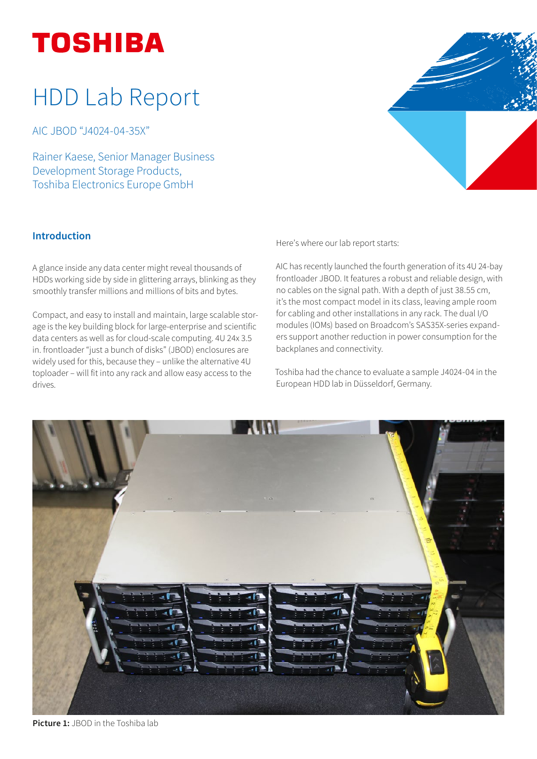# TOSHIBA

# HDD Lab Report

AIC JBOD "J4024-04-35X"

Rainer Kaese, Senior Manager Business Development Storage Products, Toshiba Electronics Europe GmbH

## Introduction

A glance inside any data center might reveal thousands of HDDs working side by side in glittering arrays, blinking as they smoothly transfer millions and millions of bits and bytes.

Compact, and easy to install and maintain, large scalable storage is the key building block for large-enterprise and scientific data centers as well as for cloud-scale computing. 4U 24x 3.5 in. frontloader "just a bunch of disks" (JBOD) enclosures are widely used for this, because they – unlike the alternative 4U toploader – will fit into any rack and allow easy access to the drives.

Here's where our lab report starts:

AIC has recently launched the fourth generation of its 4U 24-bay frontloader JBOD. It features a robust and reliable design, with no cables on the signal path. With a depth of just 38.55 cm, it's the most compact model in its class, leaving ample room for cabling and other installations in any rack. The dual I/O modules (IOMs) based on Broadcom's SAS35X-series expanders support another reduction in power consumption for the backplanes and connectivity.

Toshiba had the chance to evaluate a sample J4024-04 in the European HDD lab in Düsseldorf, Germany.

**Picture 1:** JBOD in the Toshiba lab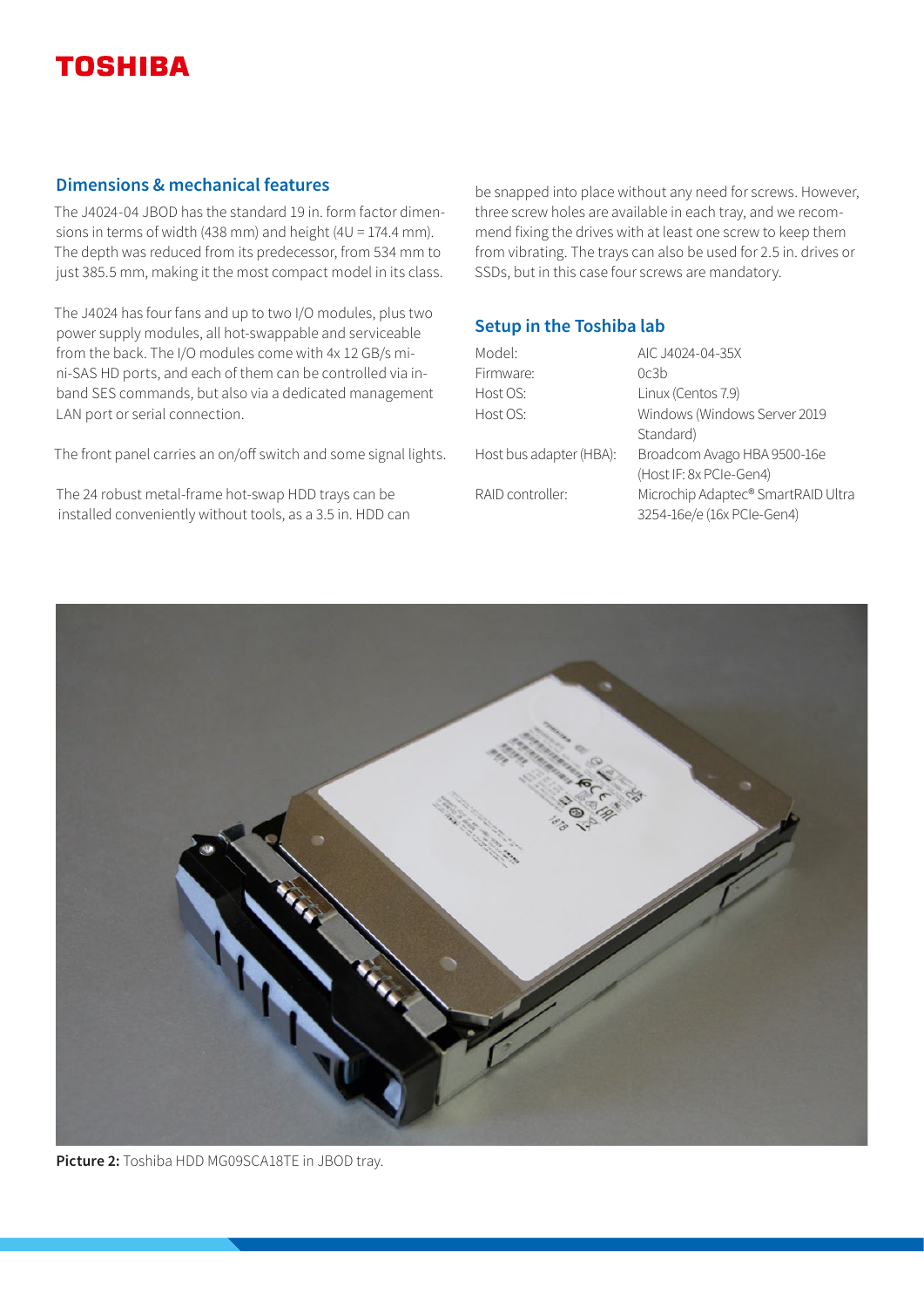## Dimensions & mechanical features

The J4024-04 JBOD has the standard 19 in. form factor dimensions in terms of width (438 mm) and height (4U = 174.4 mm). The depth was reduced from its predecessor, from 534 mm to just 385.5 mm, making it the most compact model in its class.

The J4024 has four fans and up to two I/O modules, plus two power supply modules, all hot-swappable and serviceable from the back. The I/O modules come with 4x 12 GB/s mini-SAS HD ports, and each of them can be controlled via in-band SES commands, but also via a dedicated management LAN port or serial connection.

The front panel carries an on/off switch and some signal lights.

The 24 robust metal-frame hot-swap HDD trays can be installed conveniently without tools, as a 3.5 in. HDD can be snapped into place without any need for screws. However, three screw holes are available in each tray, and we recommend fixing the drives with at least one screw to keep them from vibrating. The trays can also be used for 2.5 in. drives or SSDs, but in this case four screws are mandatory.

## Setup in the Toshiba lab

| | |
|---|---|
| Model: | AIC J4024-04-35X |
| Firmware: | 0c3b |
| Host OS: | Linux (Centos 7.9) |
| Host OS: | Windows (Windows Server 2019 Standard) |
| Host bus adapter (HBA): | Broadcom Avago HBA 9500-16e (Host IF: 8x PCIe-Gen4) |
| RAID controller: | Microchip Adaptec® SmartRAID Ultra 3254-16e/e (16x PCIe-Gen4) |

**Picture 2:** Toshiba HDD MG09SCA18TE in JBOD tray.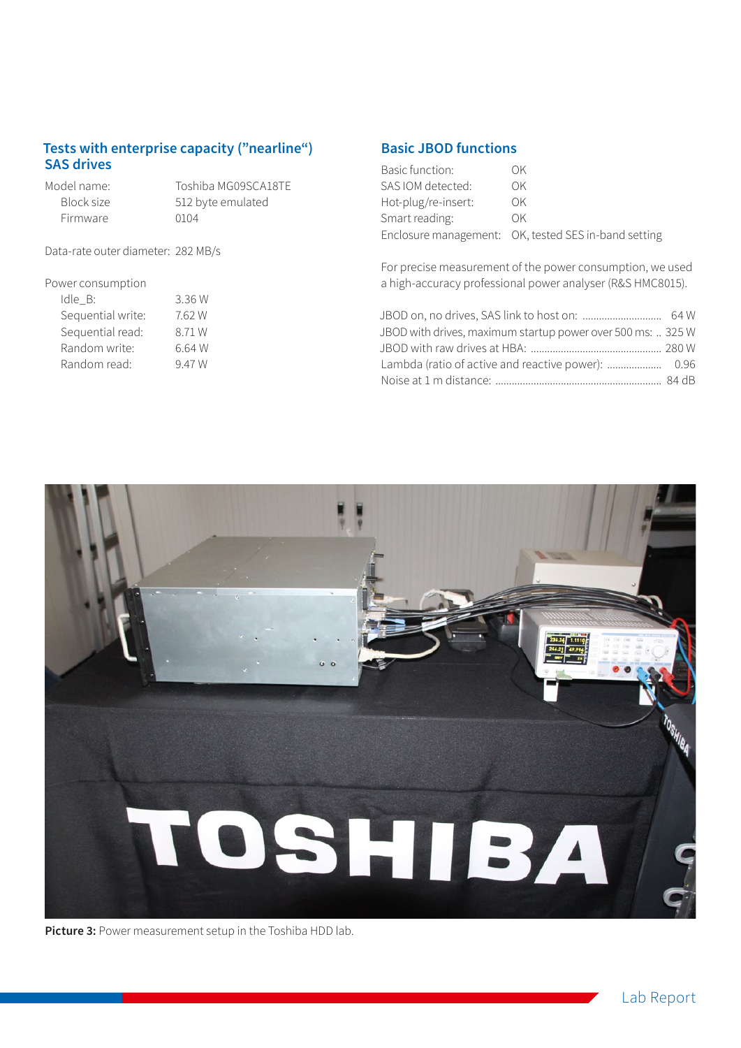## Tests with enterprise capacity ("nearline") SAS drives

| | |
|---|---|
| Model name: | Toshiba MG09SCA18TE |
| Block size | 512 byte emulated |
| Firmware | 0104 |

Data-rate outer diameter: 282 MB/s

Power consumption

| | |
|---|---|
| Idle_B: | 3.36 W |
| Sequential write: | 7.62 W |
| Sequential read: | 8.71 W |
| Random write: | 6.64 W |
| Random read: | 9.47 W |

## Basic JBOD functions

| | |
|---|---|
| Basic function: | OK |
| SAS IOM detected: | OK |
| Hot-plug/re-insert: | OK |
| Smart reading: | OK |
| Enclosure management: | OK, tested SES in-band setting |

For precise measurement of the power consumption, we used a high-accuracy professional power analyser (R&S HMC8015).

| | |
|---|---|
| JBOD on, no drives, SAS link to host on: | 64 W |
| JBOD with drives, maximum startup power over 500 ms: | 325 W |
| JBOD with raw drives at HBA: | 280 W |
| Lambda (ratio of active and reactive power): | 0.96 |
| Noise at 1 m distance: | 84 dB |

**Picture 3:** Power measurement setup in the Toshiba HDD lab.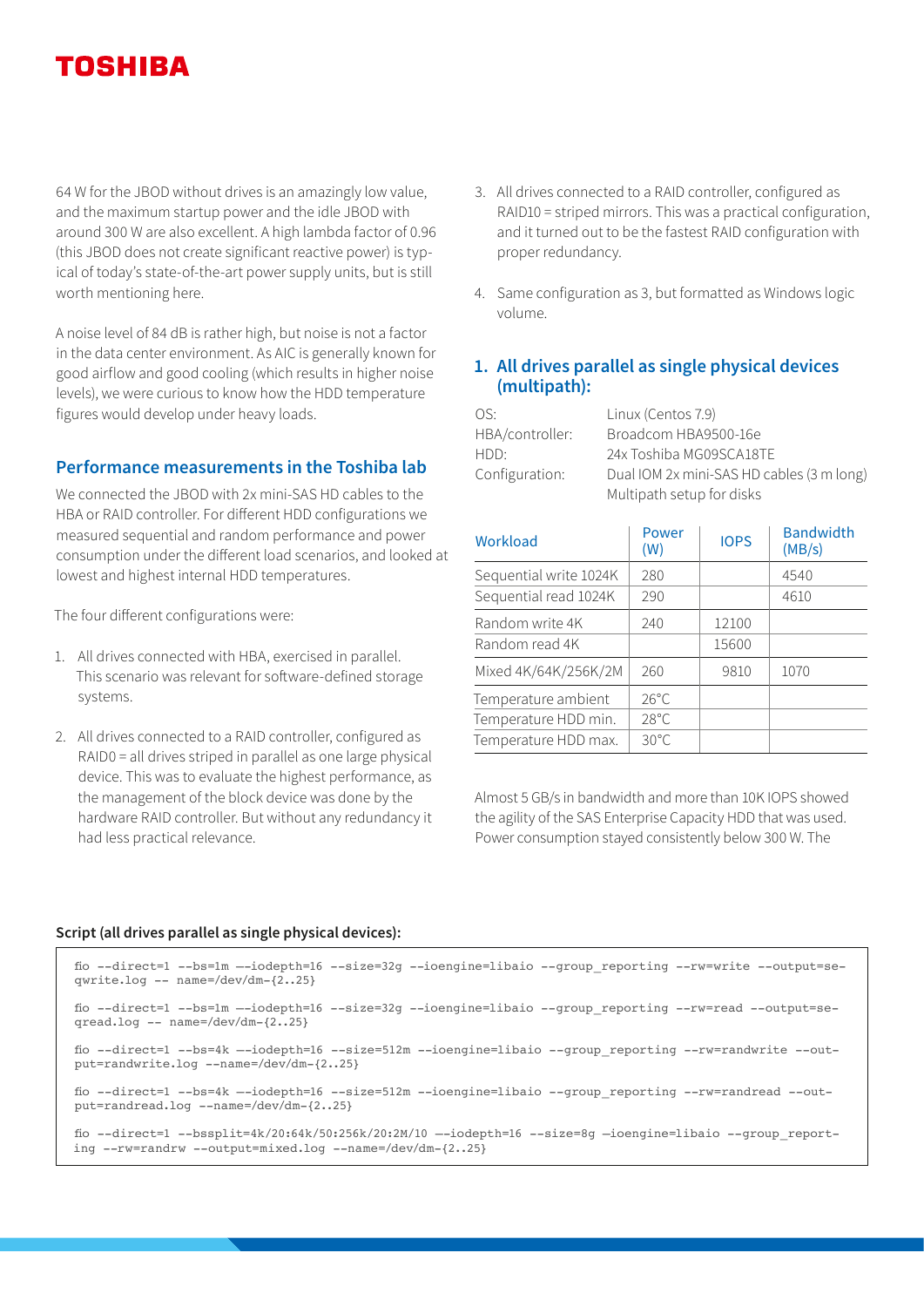64 W for the JBOD without drives is an amazingly low value, and the maximum startup power and the idle JBOD with around 300 W are also excellent. A high lambda factor of 0.96 (this JBOD does not create significant reactive power) is typical of today's state-of-the-art power supply units, but is still worth mentioning here.

A noise level of 84 dB is rather high, but noise is not a factor in the data center environment. As AIC is generally known for good airflow and good cooling (which results in higher noise levels), we were curious to know how the HDD temperature figures would develop under heavy loads.

## Performance measurements in the Toshiba lab

We connected the JBOD with 2x mini-SAS HD cables to the HBA or RAID controller. For different HDD configurations we measured sequential and random performance and power consumption under the different load scenarios, and looked at lowest and highest internal HDD temperatures.

The four different configurations were:

1. All drives connected with HBA, exercised in parallel. This scenario was relevant for software-defined storage systems.
2. All drives connected to a RAID controller, configured as RAID0 = all drives striped in parallel as one large physical device. This was to evaluate the highest performance, as the management of the block device was done by the hardware RAID controller. But without any redundancy it had less practical relevance.
3. All drives connected to a RAID controller, configured as RAID10 = striped mirrors. This was a practical configuration, and it turned out to be the fastest RAID configuration with proper redundancy.
4. Same configuration as 3, but formatted as Windows logic volume.

### 1. All drives parallel as single physical devices (multipath):

| | |
|---|---|
| OS: | Linux (Centos 7.9) |
| HBA/controller: | Broadcom HBA9500-16e |
| HDD: | 24x Toshiba MG09SCA18TE |
| Configuration: | Dual IOM 2x mini-SAS HD cables (3 m long) Multipath setup for disks |

| Workload | Power (W) | IOPS | Bandwidth (MB/s) |
|---|---|---|---|
| Sequential write 1024K | 280 | | 4540 |
| Sequential read 1024K | 290 | | 4610 |
| Random write 4K | 240 | 12100 | |
| Random read 4K | | 15600 | |
| Mixed 4K/64K/256K/2M | 260 | 9810 | 1070 |
| Temperature ambient | 26°C | | |
| Temperature HDD min. | 28°C | | |
| Temperature HDD max. | 30°C | | |

Almost 5 GB/s in bandwidth and more than 10K IOPS showed the agility of the SAS Enterprise Capacity HDD that was used. Power consumption stayed consistently below 300 W. The

**Script (all drives parallel as single physical devices):**

```
fio --direct=1 --bs=1m —-iodepth=16 --size=32g --ioengine=libaio --group_reporting --rw=write --output=seqwrite.log -- name=/dev/dm-{2..25}

fio --direct=1 --bs=1m —-iodepth=16 --size=32g --ioengine=libaio --group_reporting --rw=read --output=seqread.log -- name=/dev/dm-{2..25}

fio --direct=1 --bs=4k —-iodepth=16 --size=512m --ioengine=libaio --group_reporting --rw=randwrite --output=randwrite.log --name=/dev/dm-{2..25}

fio --direct=1 --bs=4k —-iodepth=16 --size=512m --ioengine=libaio --group_reporting --rw=randread --output=randread.log --name=/dev/dm-{2..25}

fio --direct=1 --bssplit=4k/20:64k/50:256k/20:2M/10 —-iodepth=16 --size=8g –ioengine=libaio --group_reporting --rw=randrw --output=mixed.log --name=/dev/dm-{2..25}
```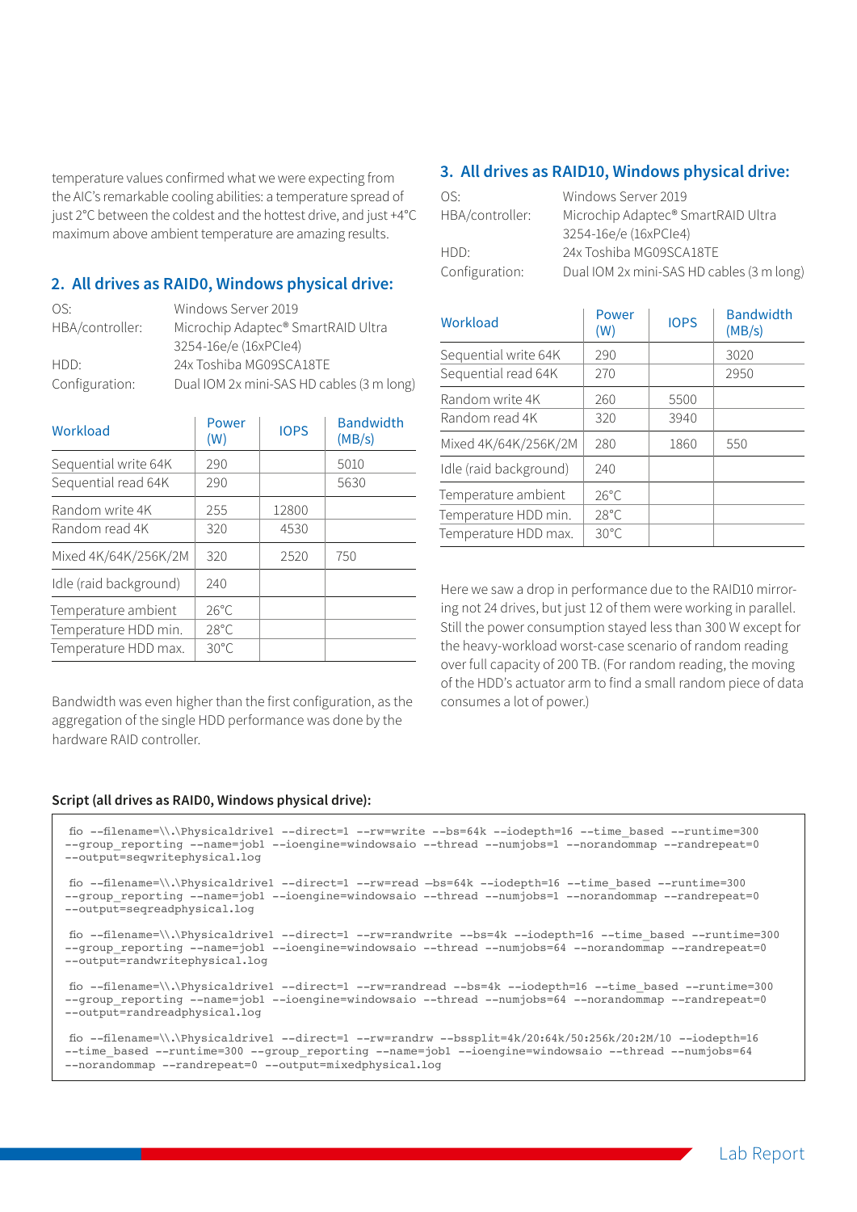temperature values confirmed what we were expecting from the AIC's remarkable cooling abilities: a temperature spread of just 2°C between the coldest and the hottest drive, and just +4°C maximum above ambient temperature are amazing results.

## 2. All drives as RAID0, Windows physical drive:

| | |
|---|---|
| OS: | Windows Server 2019 |
| HBA/controller: | Microchip Adaptec® SmartRAID Ultra 3254-16e/e (16xPCIe4) |
| HDD: | 24x Toshiba MG09SCA18TE |
| Configuration: | Dual IOM 2x mini-SAS HD cables (3 m long) |

| Workload | Power (W) | IOPS | Bandwidth (MB/s) |
|---|---|---|---|
| Sequential write 64K | 290 | | 5010 |
| Sequential read 64K | 290 | | 5630 |
| Random write 4K | 255 | 12800 | |
| Random read 4K | 320 | 4530 | |
| Mixed 4K/64K/256K/2M | 320 | 2520 | 750 |
| Idle (raid background) | 240 | | |
| Temperature ambient | 26°C | | |
| Temperature HDD min. | 28°C | | |
| Temperature HDD max. | 30°C | | |

Bandwidth was even higher than the first configuration, as the aggregation of the single HDD performance was done by the hardware RAID controller.

## 3. All drives as RAID10, Windows physical drive:

| | |
|---|---|
| OS: | Windows Server 2019 |
| HBA/controller: | Microchip Adaptec® SmartRAID Ultra 3254-16e/e (16xPCIe4) |
| HDD: | 24x Toshiba MG09SCA18TE |
| Configuration: | Dual IOM 2x mini-SAS HD cables (3 m long) |

| Workload | Power (W) | IOPS | Bandwidth (MB/s) |
|---|---|---|---|
| Sequential write 64K | 290 | | 3020 |
| Sequential read 64K | 270 | | 2950 |
| Random write 4K | 260 | 5500 | |
| Random read 4K | 320 | 3940 | |
| Mixed 4K/64K/256K/2M | 280 | 1860 | 550 |
| Idle (raid background) | 240 | | |
| Temperature ambient | 26°C | | |
| Temperature HDD min. | 28°C | | |
| Temperature HDD max. | 30°C | | |

Here we saw a drop in performance due to the RAID10 mirroring not 24 drives, but just 12 of them were working in parallel. Still the power consumption stayed less than 300 W except for the heavy-workload worst-case scenario of random reading over full capacity of 200 TB. (For random reading, the moving of the HDD's actuator arm to find a small random piece of data consumes a lot of power.)

**Script (all drives as RAID0, Windows physical drive):**

```
fio --filename=\\.\Physicaldrive1 --direct=1 --rw=write --bs=64k --iodepth=16 --time_based --runtime=300
--group_reporting --name=job1 --ioengine=windowsaio --thread --numjobs=1 --norandommap --randrepeat=0
--output=seqwritephysical.log

fio --filename=\\.\Physicaldrive1 --direct=1 --rw=read –bs=64k --iodepth=16 --time_based --runtime=300
--group_reporting --name=job1 --ioengine=windowsaio --thread --numjobs=1 --norandommap --randrepeat=0
--output=seqreadphysical.log

fio --filename=\\.\Physicaldrive1 --direct=1 --rw=randwrite --bs=4k --iodepth=16 --time_based --runtime=300
--group_reporting --name=job1 --ioengine=windowsaio --thread --numjobs=64 --norandommap --randrepeat=0
--output=randwritephysical.log

fio --filename=\\.\Physicaldrive1 --direct=1 --rw=randread --bs=4k --iodepth=16 --time_based --runtime=300
--group_reporting --name=job1 --ioengine=windowsaio --thread --numjobs=64 --norandommap --randrepeat=0
--output=randreadphysical.log

fio --filename=\\.\Physicaldrive1 --direct=1 --rw=randrw --bssplit=4k/20:64k/50:256k/20:2M/10 --iodepth=16
--time_based --runtime=300 --group_reporting --name=job1 --ioengine=windowsaio --thread --numjobs=64
--norandommap --randrepeat=0 --output=mixedphysical.log
```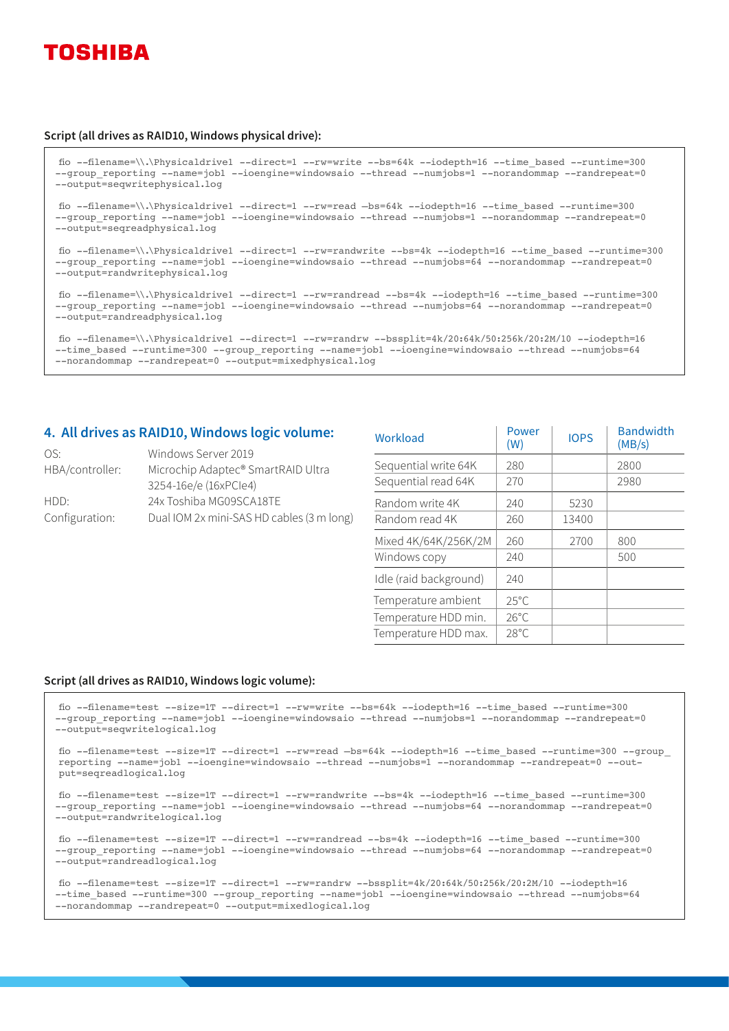**Script (all drives as RAID10, Windows physical drive):**

```
fio --filename=\\.\Physicaldrive1 --direct=1 --rw=write --bs=64k --iodepth=16 --time_based --runtime=300
--group_reporting --name=job1 --ioengine=windowsaio --thread --numjobs=1 --norandommap --randrepeat=0
--output=seqwritephysical.log

fio --filename=\\.\Physicaldrive1 --direct=1 --rw=read –bs=64k --iodepth=16 --time_based --runtime=300
--group_reporting --name=job1 --ioengine=windowsaio --thread --numjobs=1 --norandommap --randrepeat=0
--output=seqreadphysical.log

fio --filename=\\.\Physicaldrive1 --direct=1 --rw=randwrite --bs=4k --iodepth=16 --time_based --runtime=300
--group_reporting --name=job1 --ioengine=windowsaio --thread --numjobs=64 --norandommap --randrepeat=0
--output=randwritephysical.log

fio --filename=\\.\Physicaldrive1 --direct=1 --rw=randread --bs=4k --iodepth=16 --time_based --runtime=300
--group_reporting --name=job1 --ioengine=windowsaio --thread --numjobs=64 --norandommap --randrepeat=0
--output=randreadphysical.log

fio --filename=\\.\Physicaldrive1 --direct=1 --rw=randrw --bssplit=4k/20:64k/50:256k/20:2M/10 --iodepth=16
--time_based --runtime=300 --group_reporting --name=job1 --ioengine=windowsaio --thread --numjobs=64
--norandommap --randrepeat=0 --output=mixedphysical.log
```

## 4. All drives as RAID10, Windows logic volume:

| | |
|---|---|
| OS: | Windows Server 2019 |
| HBA/controller: | Microchip Adaptec® SmartRAID Ultra 3254-16e/e (16xPCIe4) |
| HDD: | 24x Toshiba MG09SCA18TE |
| Configuration: | Dual IOM 2x mini-SAS HD cables (3 m long) |

| Workload | Power (W) | IOPS | Bandwidth (MB/s) |
|---|---|---|---|
| Sequential write 64K | 280 | | 2800 |
| Sequential read 64K | 270 | | 2980 |
| Random write 4K | 240 | 5230 | |
| Random read 4K | 260 | 13400 | |
| Mixed 4K/64K/256K/2M | 260 | 2700 | 800 |
| Windows copy | 240 | | 500 |
| Idle (raid background) | 240 | | |
| Temperature ambient | 25°C | | |
| Temperature HDD min. | 26°C | | |
| Temperature HDD max. | 28°C | | |

**Script (all drives as RAID10, Windows logic volume):**

```
fio --filename=test --size=1T --direct=1 --rw=write --bs=64k --iodepth=16 --time_based --runtime=300
--group_reporting --name=job1 --ioengine=windowsaio --thread --numjobs=1 --norandommap --randrepeat=0
--output=seqwritelogical.log

fio --filename=test --size=1T --direct=1 --rw=read –bs=64k --iodepth=16 --time_based --runtime=300 --group_
reporting --name=job1 --ioengine=windowsaio --thread --numjobs=1 --norandommap --randrepeat=0 --out-
put=seqreadlogical.log

fio --filename=test --size=1T --direct=1 --rw=randwrite --bs=4k --iodepth=16 --time_based --runtime=300
--group_reporting --name=job1 --ioengine=windowsaio --thread --numjobs=64 --norandommap --randrepeat=0
--output=randwritelogical.log

fio --filename=test --size=1T --direct=1 --rw=randread --bs=4k --iodepth=16 --time_based --runtime=300
--group_reporting --name=job1 --ioengine=windowsaio --thread --numjobs=64 --norandommap --randrepeat=0
--output=randreadlogical.log

fio --filename=test --size=1T --direct=1 --rw=randrw --bssplit=4k/20:64k/50:256k/20:2M/10 --iodepth=16
--time_based --runtime=300 --group_reporting --name=job1 --ioengine=windowsaio --thread --numjobs=64
--norandommap --randrepeat=0 --output=mixedlogical.log
```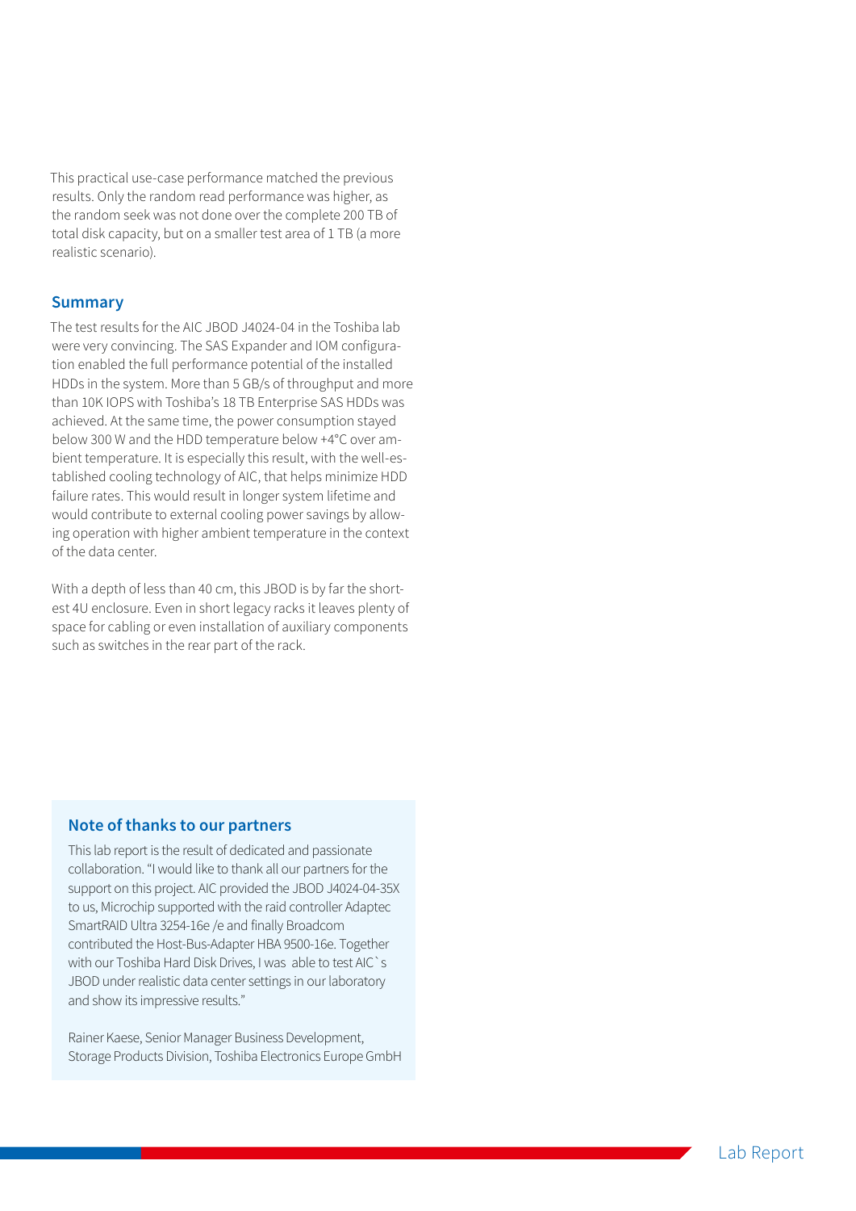This practical use-case performance matched the previous results. Only the random read performance was higher, as the random seek was not done over the complete 200 TB of total disk capacity, but on a smaller test area of 1 TB (a more realistic scenario).

## Summary

The test results for the AIC JBOD J4024-04 in the Toshiba lab were very convincing. The SAS Expander and IOM configuration enabled the full performance potential of the installed HDDs in the system. More than 5 GB/s of throughput and more than 10K IOPS with Toshiba's 18 TB Enterprise SAS HDDs was achieved. At the same time, the power consumption stayed below 300 W and the HDD temperature below +4°C over ambient temperature. It is especially this result, with the well-established cooling technology of AIC, that helps minimize HDD failure rates. This would result in longer system lifetime and would contribute to external cooling power savings by allowing operation with higher ambient temperature in the context of the data center.

With a depth of less than 40 cm, this JBOD is by far the shortest 4U enclosure. Even in short legacy racks it leaves plenty of space for cabling or even installation of auxiliary components such as switches in the rear part of the rack.

### Note of thanks to our partners

This lab report is the result of dedicated and passionate collaboration. "I would like to thank all our partners for the support on this project. AIC provided the JBOD J4024-04-35X to us, Microchip supported with the raid controller Adaptec SmartRAID Ultra 3254-16e /e and finally Broadcom contributed the Host-Bus-Adapter HBA 9500-16e. Together with our Toshiba Hard Disk Drives, I was able to test AIC`s JBOD under realistic data center settings in our laboratory and show its impressive results."

Rainer Kaese, Senior Manager Business Development, Storage Products Division, Toshiba Electronics Europe GmbH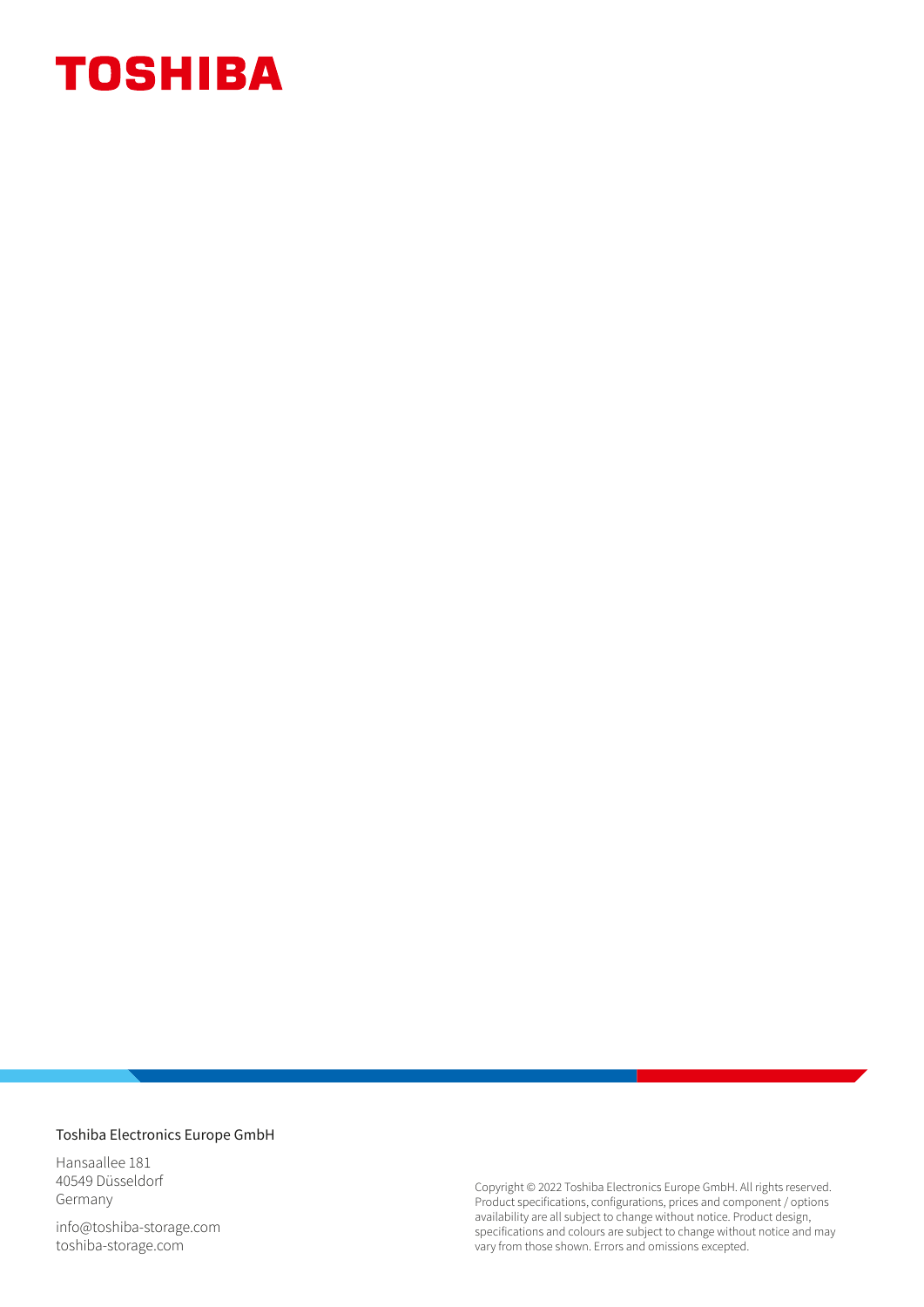TOSHIBA

Toshiba Electronics Europe GmbH

Hansaallee 181
40549 Düsseldorf
Germany

info@toshiba-storage.com
toshiba-storage.com

Copyright © 2022 Toshiba Electronics Europe GmbH. All rights reserved. Product specifications, configurations, prices and component / options availability are all subject to change without notice. Product design, specifications and colours are subject to change without notice and may vary from those shown. Errors and omissions excepted.